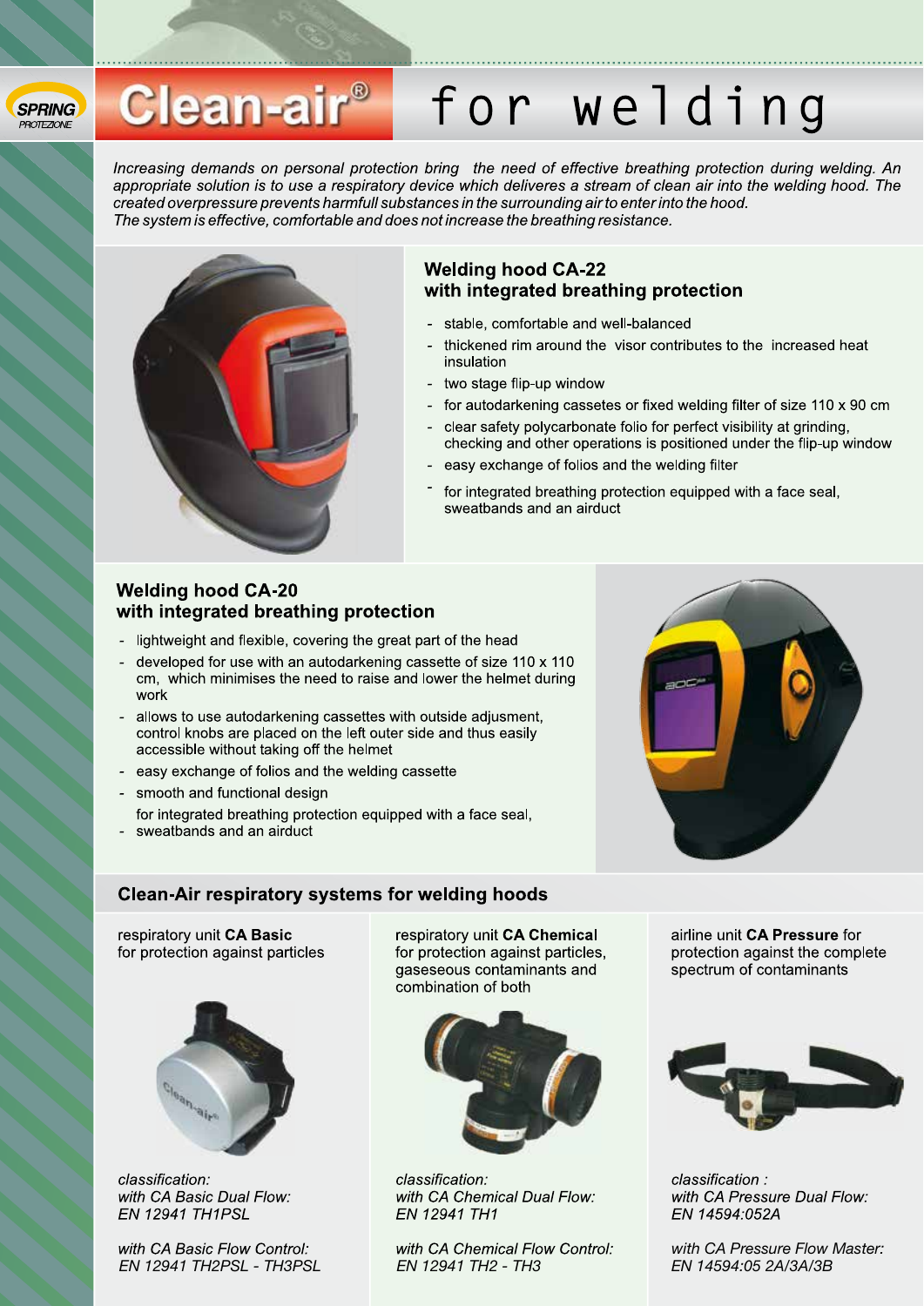# Clean-air® for welding

*Increasing demands on personal protection bring the need of effective breathing protection during welding. An appropriate solution is to use a respiratory device which deliveres a stream of clean air into the welding hood. The created overpressure prevents harmfull substances in the surrounding air to enter into the hood.*
*The system is effective, comfortable and does not increase the breathing resistance.*

## Welding hood CA-22 with integrated breathing protection

- stable, comfortable and well-balanced
- thickened rim around the visor contributes to the increased heat insulation
- two stage flip-up window
- for autodarkening cassetes or fixed welding filter of size 110 x 90 cm
- clear safety polycarbonate folio for perfect visibility at grinding, checking and other operations is positioned under the flip-up window
- easy exchange of folios and the welding filter
- for integrated breathing protection equipped with a face seal, sweatbands and an airduct

## Welding hood CA-20 with integrated breathing protection

- lightweight and flexible, covering the great part of the head
- developed for use with an autodarkening cassette of size 110 x 110 cm, which minimises the need to raise and lower the helmet during work
- allows to use autodarkening cassettes with outside adjusment, control knobs are placed on the left outer side and thus easily accessible without taking off the helmet
- easy exchange of folios and the welding cassette
- smooth and functional design
- for integrated breathing protection equipped with a face seal, sweatbands and an airduct

## Clean-Air respiratory systems for welding hoods

respiratory unit **CA Basic** for protection against particles

*classification:*
*with CA Basic Dual Flow:*
*EN 12941 TH1PSL*

*with CA Basic Flow Control:*
*EN 12941 TH2PSL - TH3PSL*

respiratory unit **CA Chemical** for protection against particles, gaseseous contaminants and combination of both

*classification:*
*with CA Chemical Dual Flow:*
*EN 12941 TH1*

*with CA Chemical Flow Control:*
*EN 12941 TH2 - TH3*

airline unit **CA Pressure** for protection against the complete spectrum of contaminants

*classification :*
*with CA Pressure Dual Flow:*
*EN 14594:052A*

*with CA Pressure Flow Master:*
*EN 14594:05 2A/3A/3B*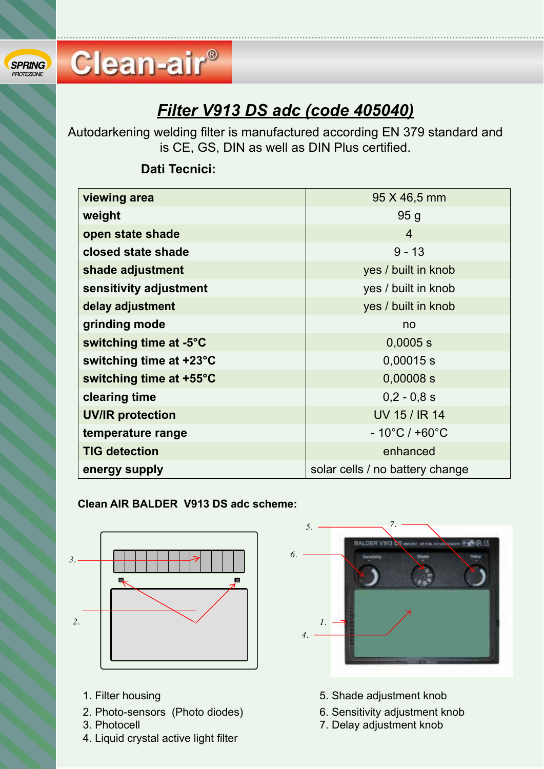## *Filter V913 DS adc (code 405040)*

Autodarkening welding filter is manufactured according EN 379 standard and is CE, GS, DIN as well as DIN Plus certified.

**Dati Tecnici:**

| | |
|---|---|
| **viewing area** | 95 X 46,5 mm |
| **weight** | 95 g |
| **open state shade** | 4 |
| **closed state shade** | 9 - 13 |
| **shade adjustment** | yes / built in knob |
| **sensitivity adjustment** | yes / built in knob |
| **delay adjustment** | yes / built in knob |
| **grinding mode** | no |
| **switching time at -5°C** | 0,0005 s |
| **switching time at +23°C** | 0,00015 s |
| **switching time at +55°C** | 0,00008 s |
| **clearing time** | 0,2 - 0,8 s |
| **UV/IR protection** | UV 15 / IR 14 |
| **temperature range** | - 10°C / +60°C |
| **TIG detection** | enhanced |
| **energy supply** | solar cells / no battery change |

**Clean AIR BALDER V913 DS adc scheme:**

1. Filter housing
2. Photo-sensors (Photo diodes)
3. Photocell
4. Liquid crystal active light filter
5. Shade adjustment knob
6. Sensitivity adjustment knob
7. Delay adjustment knob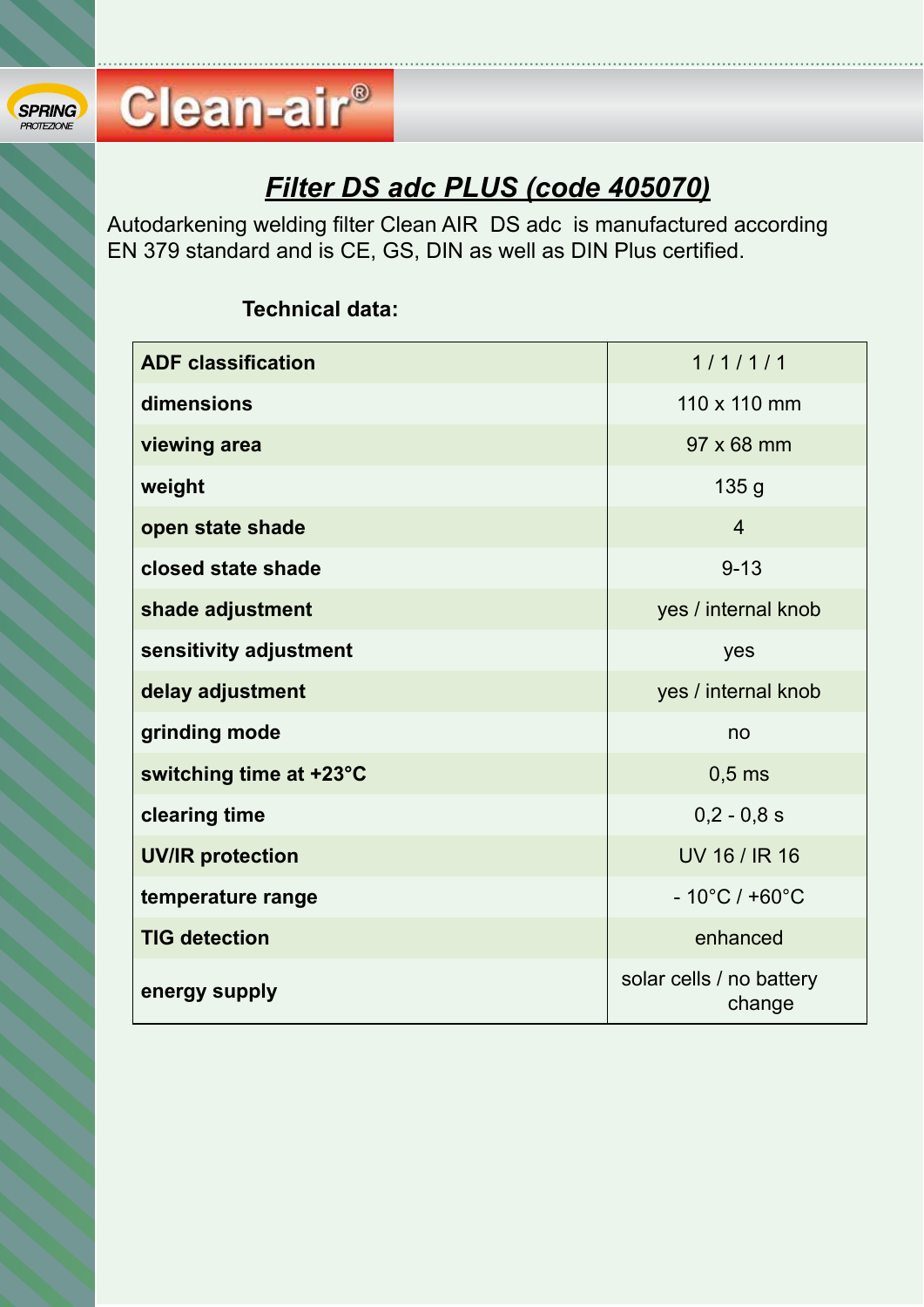SPRING PROTEZIONE

Clean-air®

# *Filter DS adc PLUS (code 405070)*

Autodarkening welding filter Clean AIR  DS adc  is manufactured according EN 379 standard and is CE, GS, DIN as well as DIN Plus certified.

**Technical data:**

| | |
|---|---|
| **ADF classification** | 1 / 1 / 1 / 1 |
| **dimensions** | 110 x 110 mm |
| **viewing area** | 97 x 68 mm |
| **weight** | 135 g |
| **open state shade** | 4 |
| **closed state shade** | 9-13 |
| **shade adjustment** | yes / internal knob |
| **sensitivity adjustment** | yes |
| **delay adjustment** | yes / internal knob |
| **grinding mode** | no |
| **switching time at +23°C** | 0,5 ms |
| **clearing time** | 0,2 - 0,8 s |
| **UV/IR protection** | UV 16 / IR 16 |
| **temperature range** | - 10°C / +60°C |
| **TIG detection** | enhanced |
| **energy supply** | solar cells / no battery change |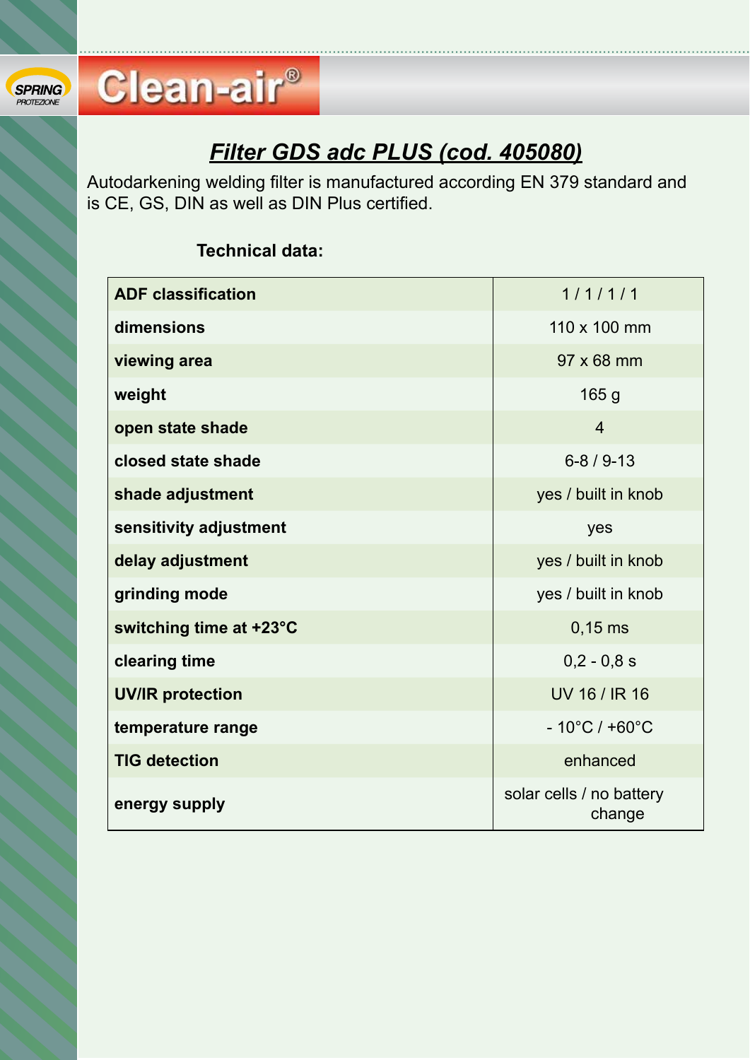SPRING PROTEZIONE

# Clean-air®

## *Filter GDS adc PLUS (cod. 405080)*

Autodarkening welding filter is manufactured according EN 379 standard and is CE, GS, DIN as well as DIN Plus certified.

**Technical data:**

| | |
|---|---|
| **ADF classification** | 1 / 1 / 1 / 1 |
| **dimensions** | 110 x 100 mm |
| **viewing area** | 97 x 68 mm |
| **weight** | 165 g |
| **open state shade** | 4 |
| **closed state shade** | 6-8 / 9-13 |
| **shade adjustment** | yes / built in knob |
| **sensitivity adjustment** | yes |
| **delay adjustment** | yes / built in knob |
| **grinding mode** | yes / built in knob |
| **switching time at +23°C** | 0,15 ms |
| **clearing time** | 0,2 - 0,8 s |
| **UV/IR protection** | UV 16 / IR 16 |
| **temperature range** | - 10°C / +60°C |
| **TIG detection** | enhanced |
| **energy supply** | solar cells / no battery change |